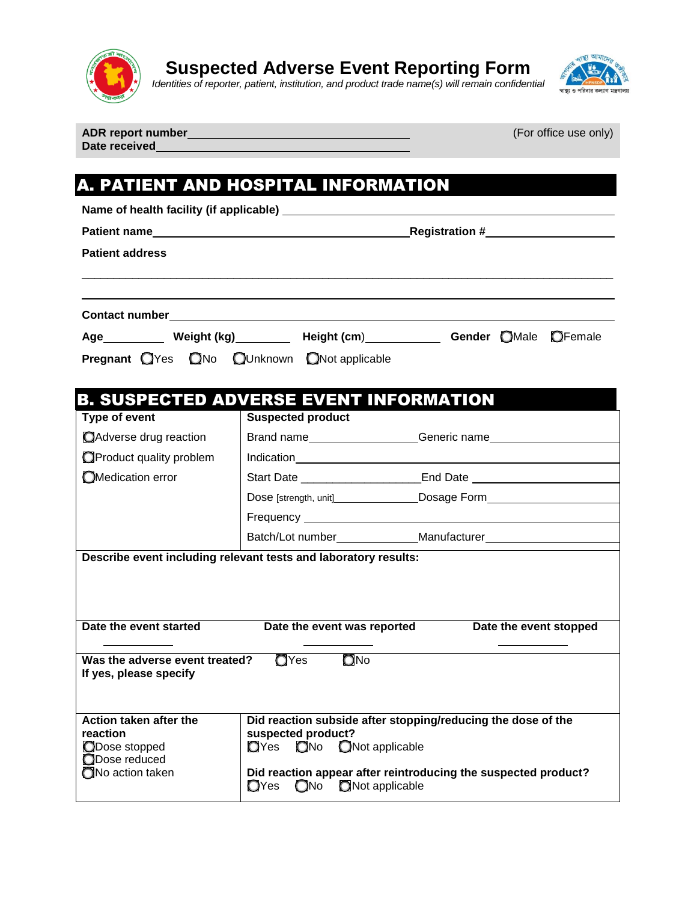# Suspected Adverse Event Reporting Form

*Identities of reporter, patient, institution, and product trade name(s) will remain confidential*

**ADR report number**\_\_\_\_\_\_\_\_\_\_\_\_\_\_\_\_\_\_\_\_\_\_\_\_\_\_\_\_\_\_\_\_ (For office use only)
**Date received**\_\_\_\_\_\_\_\_\_\_\_\_\_\_\_\_\_\_\_\_\_\_\_\_\_\_\_\_\_\_\_\_

## A. PATIENT AND HOSPITAL INFORMATION

**Name of health facility (if applicable)** \_\_\_\_\_\_\_\_\_\_\_\_\_\_\_\_\_\_\_\_\_\_\_\_\_\_\_\_\_\_\_\_

**Patient name**\_\_\_\_\_\_\_\_\_\_\_\_\_\_\_\_\_\_\_\_\_\_\_\_\_\_\_\_\_\_\_\_ **Registration #**\_\_\_\_\_\_\_\_\_\_\_\_\_\_\_\_

**Patient address**

\_\_\_\_\_\_\_\_\_\_\_\_\_\_\_\_\_\_\_\_\_\_\_\_\_\_\_\_\_\_\_\_\_\_\_\_\_\_\_\_\_\_\_\_\_\_\_\_\_\_\_\_\_\_\_\_\_\_\_\_

\_\_\_\_\_\_\_\_\_\_\_\_\_\_\_\_\_\_\_\_\_\_\_\_\_\_\_\_\_\_\_\_\_\_\_\_\_\_\_\_\_\_\_\_\_\_\_\_\_\_\_\_\_\_\_\_\_\_\_\_

**Contact number**\_\_\_\_\_\_\_\_\_\_\_\_\_\_\_\_\_\_\_\_\_\_\_\_\_\_\_\_\_\_\_\_

**Age**\_\_\_\_\_\_\_\_ **Weight (kg)**\_\_\_\_\_\_\_\_ **Height (cm)**\_\_\_\_\_\_\_\_ **Gender** ○Male ○Female

**Pregnant** ○Yes ○No ○Unknown ○Not applicable

## B. SUSPECTED ADVERSE EVENT INFORMATION

| **Type of event** | **Suspected product** |
|---|---|
| ○Adverse drug reaction | Brand name\_\_\_\_\_\_\_\_\_\_\_\_ Generic name\_\_\_\_\_\_\_\_\_\_\_\_ |
| ○Product quality problem | Indication\_\_\_\_\_\_\_\_\_\_\_\_\_\_\_\_\_\_\_\_\_\_\_\_ |
| ○Medication error | Start Date \_\_\_\_\_\_\_\_\_\_\_\_ End Date \_\_\_\_\_\_\_\_\_\_\_\_ |
| | Dose [strength, unit]\_\_\_\_\_\_\_\_\_\_\_\_ Dosage Form\_\_\_\_\_\_\_\_\_\_\_\_ |
| | Frequency \_\_\_\_\_\_\_\_\_\_\_\_\_\_\_\_\_\_\_\_\_\_\_\_ |
| | Batch/Lot number\_\_\_\_\_\_\_\_\_\_\_\_ Manufacturer\_\_\_\_\_\_\_\_\_\_\_\_ |

**Describe event including relevant tests and laboratory results:**

| **Date the event started** | **Date the event was reported** | **Date the event stopped** |
|---|---|---|
| \_\_\_\_\_\_\_\_ | \_\_\_\_\_\_\_\_ | \_\_\_\_\_\_\_\_ |

**Was the adverse event treated?** ○Yes ○No
**If yes, please specify**

| **Action taken after the reaction** | **Did reaction subside after stopping/reducing the dose of the suspected product?** |
|---|---|
| ○Dose stopped | ○Yes ○No ○Not applicable |
| ○Dose reduced | |
| ○No action taken | **Did reaction appear after reintroducing the suspected product?** |
| | ○Yes ○No ○Not applicable |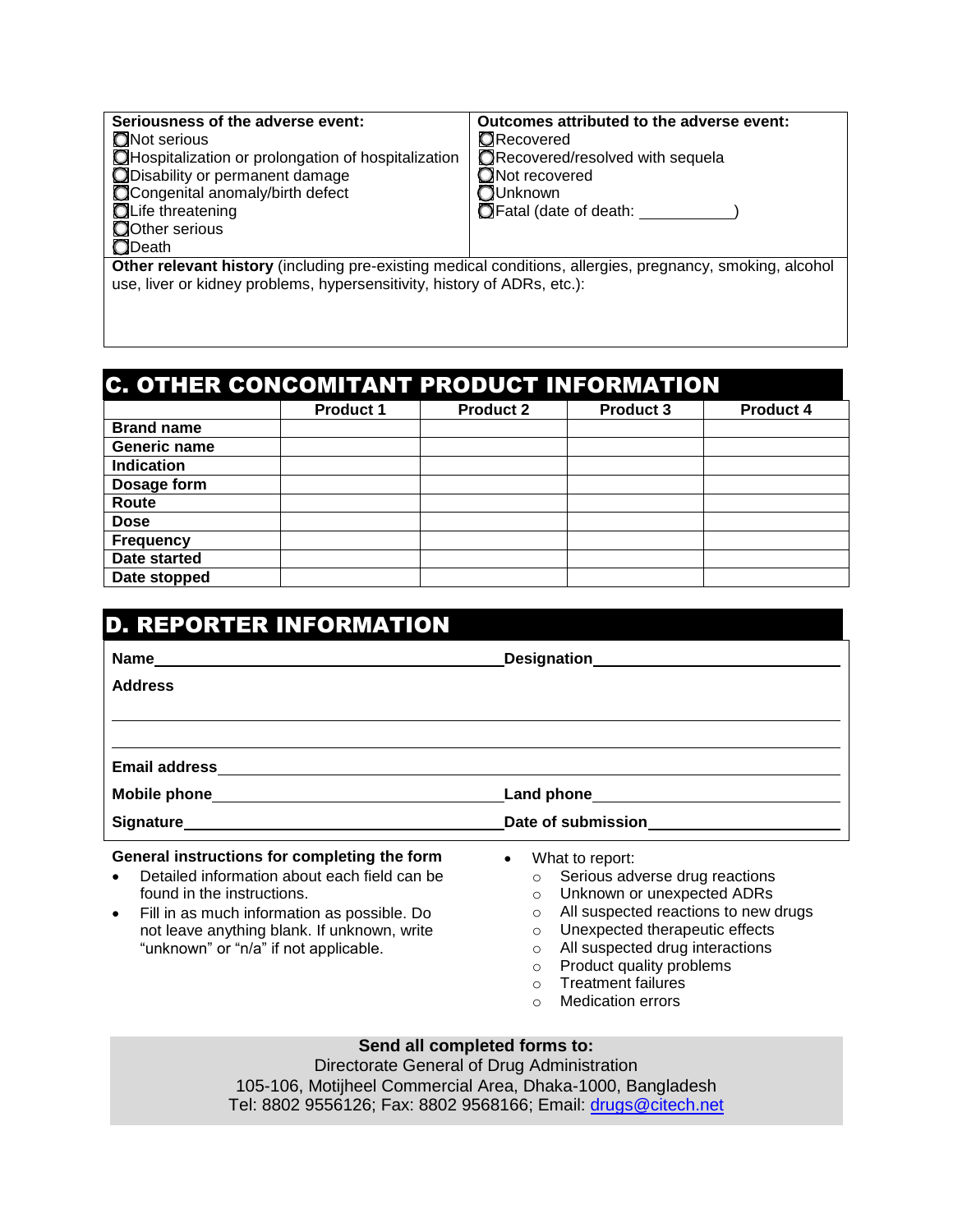| Seriousness of the adverse event: | Outcomes attributed to the adverse event: |
|---|---|
| ○ Not serious<br>○ Hospitalization or prolongation of hospitalization<br>○ Disability or permanent damage<br>○ Congenital anomaly/birth defect<br>○ Life threatening<br>○ Other serious<br>○ Death | ○ Recovered<br>○ Recovered/resolved with sequela<br>○ Not recovered<br>○ Unknown<br>○ Fatal (date of death: ___________) |

**Other relevant history** (including pre-existing medical conditions, allergies, pregnancy, smoking, alcohol use, liver or kidney problems, hypersensitivity, history of ADRs, etc.):

## C. OTHER CONCOMITANT PRODUCT INFORMATION

| | Product 1 | Product 2 | Product 3 | Product 4 |
|---|---|---|---|---|
| **Brand name** | | | | |
| **Generic name** | | | | |
| **Indication** | | | | |
| **Dosage form** | | | | |
| **Route** | | | | |
| **Dose** | | | | |
| **Frequency** | | | | |
| **Date started** | | | | |
| **Date stopped** | | | | |

## D. REPORTER INFORMATION

**Name**_________________________________________ **Designation**____________________________

**Address**

______________________________________________________________________________

______________________________________________________________________________

**Email address**_________________________________________________________________

**Mobile phone**________________________________ **Land phone**____________________________

**Signature**___________________________________ **Date of submission**______________________

**General instructions for completing the form**

- Detailed information about each field can be found in the instructions.
- Fill in as much information as possible. Do not leave anything blank. If unknown, write "unknown" or "n/a" if not applicable.

- What to report:
  - Serious adverse drug reactions
  - Unknown or unexpected ADRs
  - All suspected reactions to new drugs
  - Unexpected therapeutic effects
  - All suspected drug interactions
  - Product quality problems
  - Treatment failures
  - Medication errors

**Send all completed forms to:**
Directorate General of Drug Administration
105-106, Motijheel Commercial Area, Dhaka-1000, Bangladesh
Tel: 8802 9556126; Fax: 8802 9568166; Email: drugs@citech.net